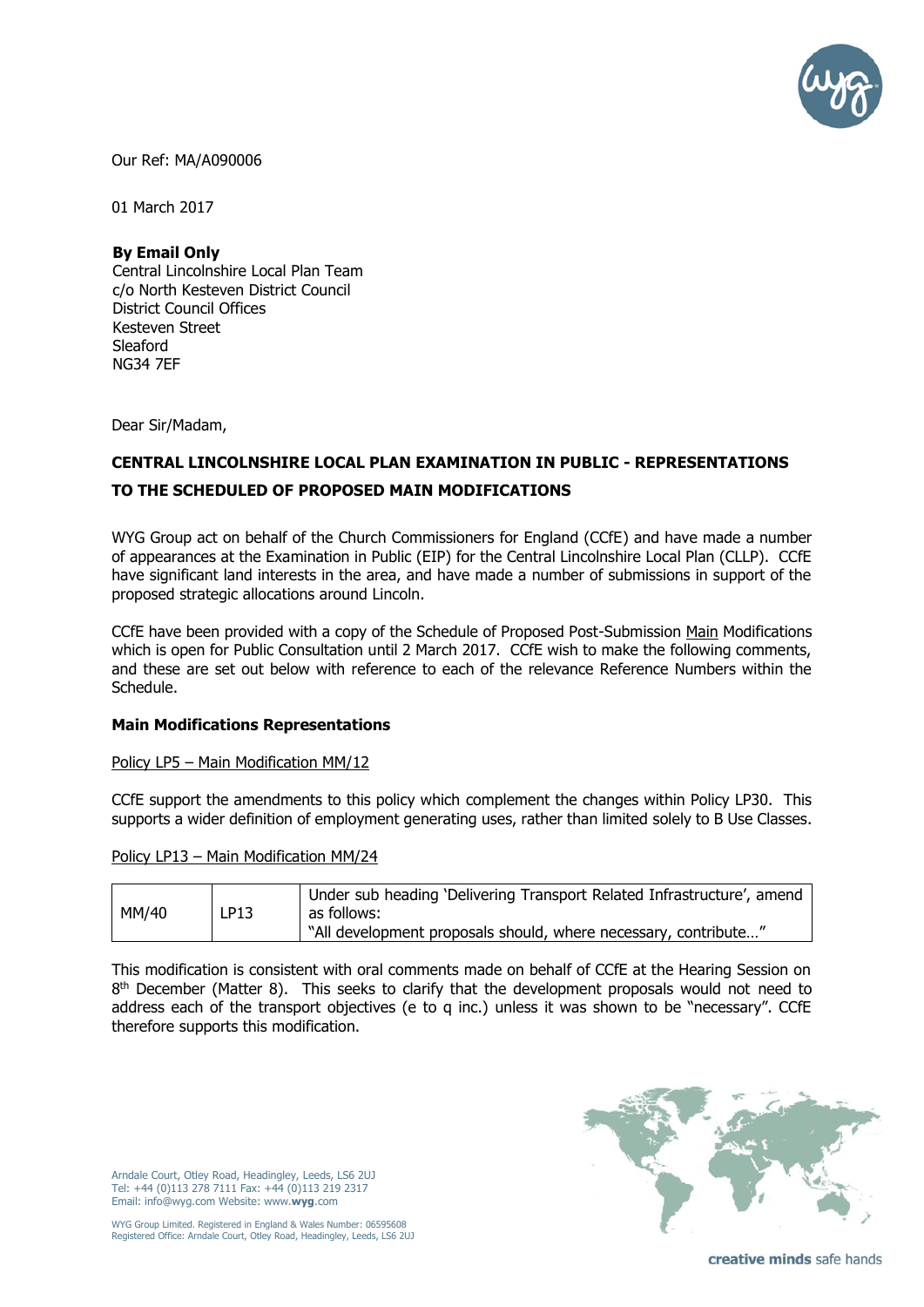Our Ref: MA/A090006

01 March 2017

**By Email Only**
Central Lincolnshire Local Plan Team
c/o North Kesteven District Council
District Council Offices
Kesteven Street
Sleaford
NG34 7EF

Dear Sir/Madam,

**CENTRAL LINCOLNSHIRE LOCAL PLAN EXAMINATION IN PUBLIC - REPRESENTATIONS TO THE SCHEDULED OF PROPOSED MAIN MODIFICATIONS**

WYG Group act on behalf of the Church Commissioners for England (CCfE) and have made a number of appearances at the Examination in Public (EIP) for the Central Lincolnshire Local Plan (CLLP). CCfE have significant land interests in the area, and have made a number of submissions in support of the proposed strategic allocations around Lincoln.

CCfE have been provided with a copy of the Schedule of Proposed Post-Submission Main Modifications which is open for Public Consultation until 2 March 2017. CCfE wish to make the following comments, and these are set out below with reference to each of the relevance Reference Numbers within the Schedule.

**Main Modifications Representations**

Policy LP5 – Main Modification MM/12

CCfE support the amendments to this policy which complement the changes within Policy LP30. This supports a wider definition of employment generating uses, rather than limited solely to B Use Classes.

Policy LP13 – Main Modification MM/24

| | | |
|---|---|---|
| MM/40 | LP13 | Under sub heading 'Delivering Transport Related Infrastructure', amend as follows:<br>"All development proposals should, where necessary, contribute…" |

This modification is consistent with oral comments made on behalf of CCfE at the Hearing Session on 8th December (Matter 8). This seeks to clarify that the development proposals would not need to address each of the transport objectives (e to q inc.) unless it was shown to be "necessary". CCfE therefore supports this modification.

Arndale Court, Otley Road, Headingley, Leeds, LS6 2UJ
Tel: +44 (0)113 278 7111 Fax: +44 (0)113 219 2317
Email: info@wyg.com Website: www.wyg.com

WYG Group Limited. Registered in England & Wales Number: 06595608
Registered Office: Arndale Court, Otley Road, Headingley, Leeds, LS6 2UJ

creative minds safe hands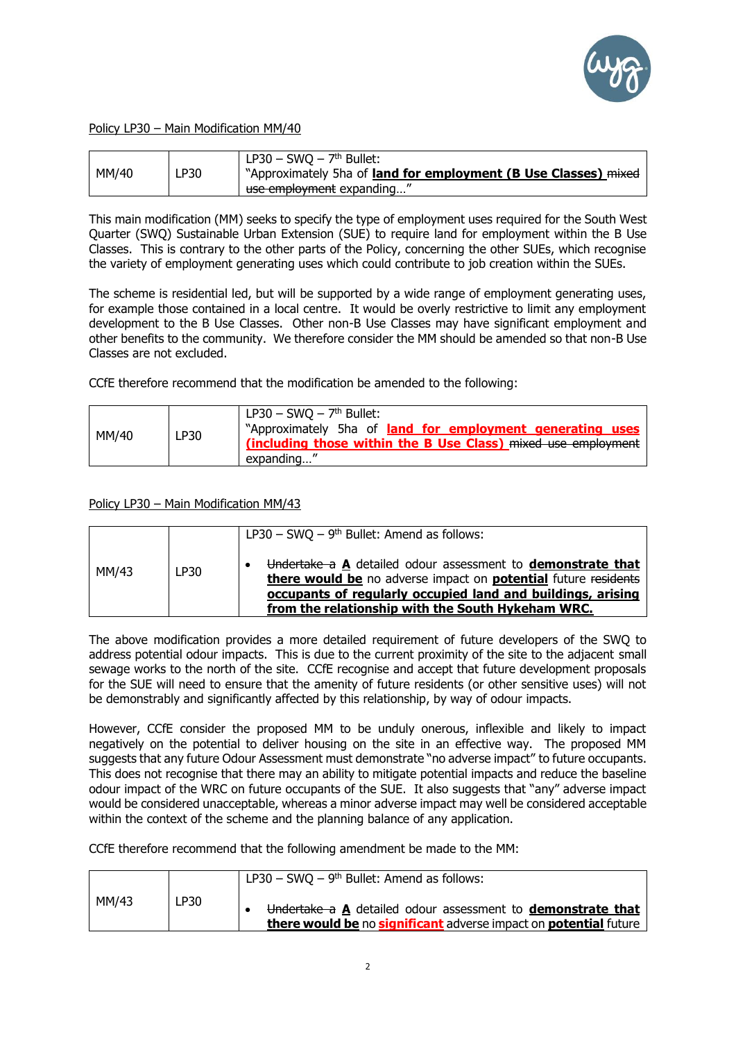Policy LP30 – Main Modification MM/40

| MM/40 | LP30 | LP30 – SWQ – 7th Bullet: "Approximately 5ha of **land for employment (B Use Classes)** ~~mixed use employment~~ expanding…" |
|---|---|---|

This main modification (MM) seeks to specify the type of employment uses required for the South West Quarter (SWQ) Sustainable Urban Extension (SUE) to require land for employment within the B Use Classes. This is contrary to the other parts of the Policy, concerning the other SUEs, which recognise the variety of employment generating uses which could contribute to job creation within the SUEs.

The scheme is residential led, but will be supported by a wide range of employment generating uses, for example those contained in a local centre. It would be overly restrictive to limit any employment development to the B Use Classes. Other non-B Use Classes may have significant employment and other benefits to the community. We therefore consider the MM should be amended so that non-B Use Classes are not excluded.

CCfE therefore recommend that the modification be amended to the following:

| MM/40 | LP30 | LP30 – SWQ – 7th Bullet: "Approximately 5ha of **land for employment generating uses (including those within the B Use Class)** ~~mixed use employment~~ expanding…" |
|---|---|---|

Policy LP30 – Main Modification MM/43

| MM/43 | LP30 | LP30 – SWQ – 9th Bullet: Amend as follows: • ~~Undertake a~~ **A** detailed odour assessment to **demonstrate that there would be** no adverse impact on **potential** future ~~residents~~ **occupants of regularly occupied land and buildings, arising from the relationship with the South Hykeham WRC.** |
|---|---|---|

The above modification provides a more detailed requirement of future developers of the SWQ to address potential odour impacts. This is due to the current proximity of the site to the adjacent small sewage works to the north of the site. CCfE recognise and accept that future development proposals for the SUE will need to ensure that the amenity of future residents (or other sensitive uses) will not be demonstrably and significantly affected by this relationship, by way of odour impacts.

However, CCfE consider the proposed MM to be unduly onerous, inflexible and likely to impact negatively on the potential to deliver housing on the site in an effective way. The proposed MM suggests that any future Odour Assessment must demonstrate "no adverse impact" to future occupants. This does not recognise that there may an ability to mitigate potential impacts and reduce the baseline odour impact of the WRC on future occupants of the SUE. It also suggests that "any" adverse impact would be considered unacceptable, whereas a minor adverse impact may well be considered acceptable within the context of the scheme and the planning balance of any application.

CCfE therefore recommend that the following amendment be made to the MM:

| MM/43 | LP30 | LP30 – SWQ – 9th Bullet: Amend as follows: • ~~Undertake a~~ **A** detailed odour assessment to **demonstrate that there would be** no **significant** adverse impact on **potential** future |
|---|---|---|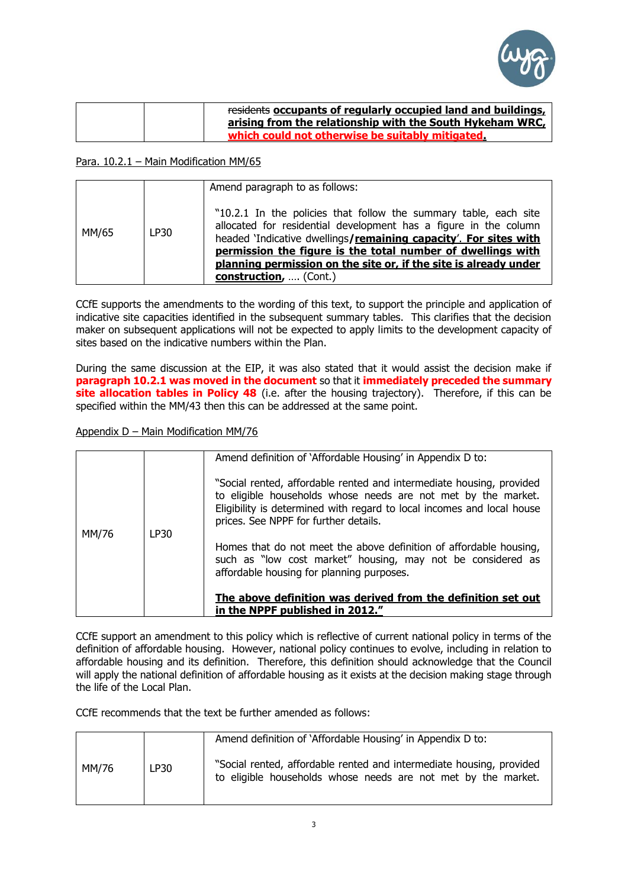| | | ~~residents~~ **occupants of regularly occupied land and buildings, arising from the relationship with the South Hykeham WRC, which could not otherwise be suitably mitigated.** |
|---|---|---|

Para. 10.2.1 – Main Modification MM/65

| | | |
|---|---|---|
| MM/65 | LP30 | Amend paragraph to as follows:<br><br>"10.2.1 In the policies that follow the summary table, each site allocated for residential development has a figure in the column headed 'Indicative dwellings**/remaining capacity**'. **For sites with permission the figure is the total number of dwellings with planning permission on the site or, if the site is already under construction,** …. (Cont.) |

CCfE supports the amendments to the wording of this text, to support the principle and application of indicative site capacities identified in the subsequent summary tables. This clarifies that the decision maker on subsequent applications will not be expected to apply limits to the development capacity of sites based on the indicative numbers within the Plan.

During the same discussion at the EIP, it was also stated that it would assist the decision make if **paragraph 10.2.1 was moved in the document** so that it **immediately preceded the summary site allocation tables in Policy 48** (i.e. after the housing trajectory). Therefore, if this can be specified within the MM/43 then this can be addressed at the same point.

Appendix D – Main Modification MM/76

| | | |
|---|---|---|
| MM/76 | LP30 | Amend definition of 'Affordable Housing' in Appendix D to:<br><br>"Social rented, affordable rented and intermediate housing, provided to eligible households whose needs are not met by the market. Eligibility is determined with regard to local incomes and local house prices. See NPPF for further details.<br><br>Homes that do not meet the above definition of affordable housing, such as "low cost market" housing, may not be considered as affordable housing for planning purposes.<br><br>**The above definition was derived from the definition set out in the NPPF published in 2012."** |

CCfE support an amendment to this policy which is reflective of current national policy in terms of the definition of affordable housing. However, national policy continues to evolve, including in relation to affordable housing and its definition. Therefore, this definition should acknowledge that the Council will apply the national definition of affordable housing as it exists at the decision making stage through the life of the Local Plan.

CCfE recommends that the text be further amended as follows:

| | | |
|---|---|---|
| MM/76 | LP30 | Amend definition of 'Affordable Housing' in Appendix D to:<br><br>"Social rented, affordable rented and intermediate housing, provided to eligible households whose needs are not met by the market. |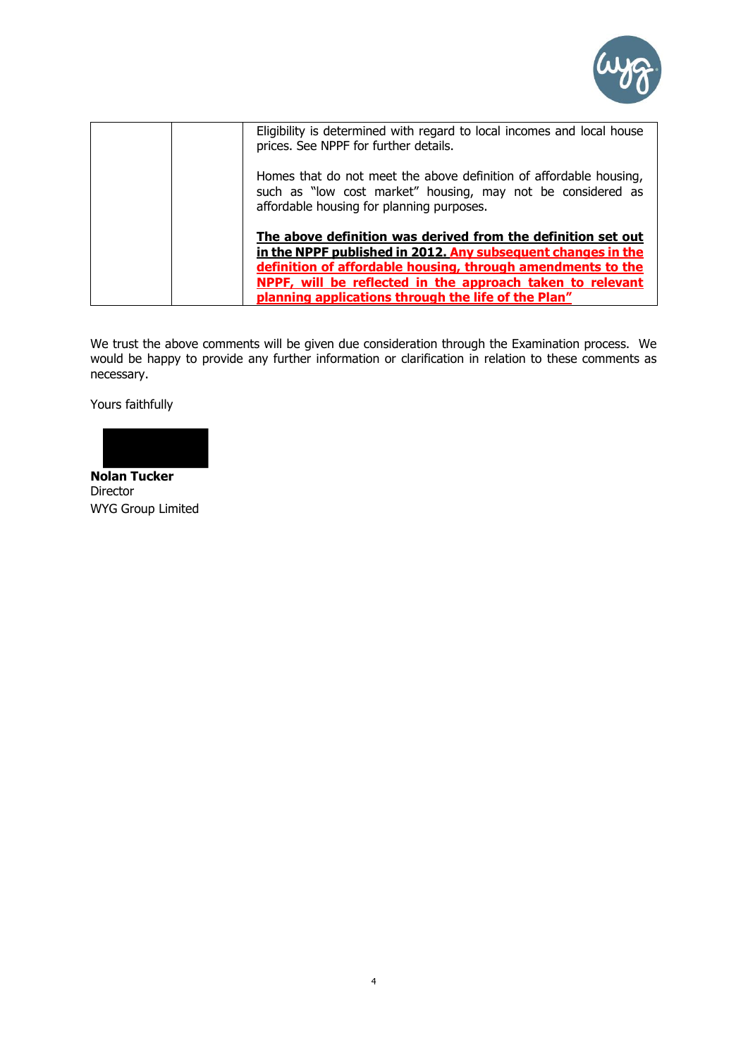| | | |
|---|---|---|
| | | Eligibility is determined with regard to local incomes and local house prices. See NPPF for further details.<br><br>Homes that do not meet the above definition of affordable housing, such as "low cost market" housing, may not be considered as affordable housing for planning purposes.<br><br>**The above definition was derived from the definition set out in the NPPF published in 2012. Any subsequent changes in the definition of affordable housing, through amendments to the NPPF, will be reflected in the approach taken to relevant planning applications through the life of the Plan"** |

We trust the above comments will be given due consideration through the Examination process. We would be happy to provide any further information or clarification in relation to these comments as necessary.

Yours faithfully

**Nolan Tucker**
Director
WYG Group Limited